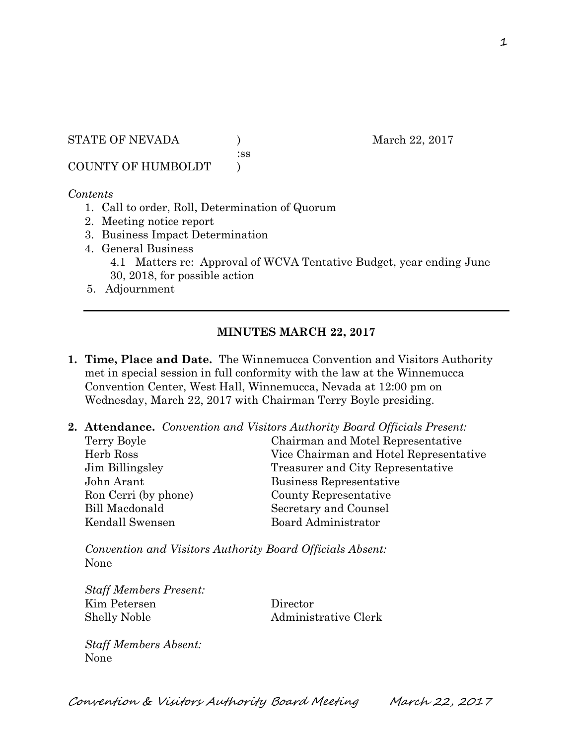STATE OF NEVADA ) March 22, 2017
:ss
COUNTY OF HUMBOLDT )

*Contents*

1. Call to order, Roll, Determination of Quorum
2. Meeting notice report
3. Business Impact Determination
4. General Business
   4.1 Matters re: Approval of WCVA Tentative Budget, year ending June 30, 2018, for possible action
5. Adjournment

---

## MINUTES MARCH 22, 2017

1. **Time, Place and Date.** The Winnemucca Convention and Visitors Authority met in special session in full conformity with the law at the Winnemucca Convention Center, West Hall, Winnemucca, Nevada at 12:00 pm on Wednesday, March 22, 2017 with Chairman Terry Boyle presiding.

2. **Attendance.** *Convention and Visitors Authority Board Officials Present:*

| | |
|---|---|
| Terry Boyle | Chairman and Motel Representative |
| Herb Ross | Vice Chairman and Hotel Representative |
| Jim Billingsley | Treasurer and City Representative |
| John Arant | Business Representative |
| Ron Cerri (by phone) | County Representative |
| Bill Macdonald | Secretary and Counsel |
| Kendall Swensen | Board Administrator |

*Convention and Visitors Authority Board Officials Absent:*
None

*Staff Members Present:*

| | |
|---|---|
| Kim Petersen | Director |
| Shelly Noble | Administrative Clerk |

*Staff Members Absent:*
None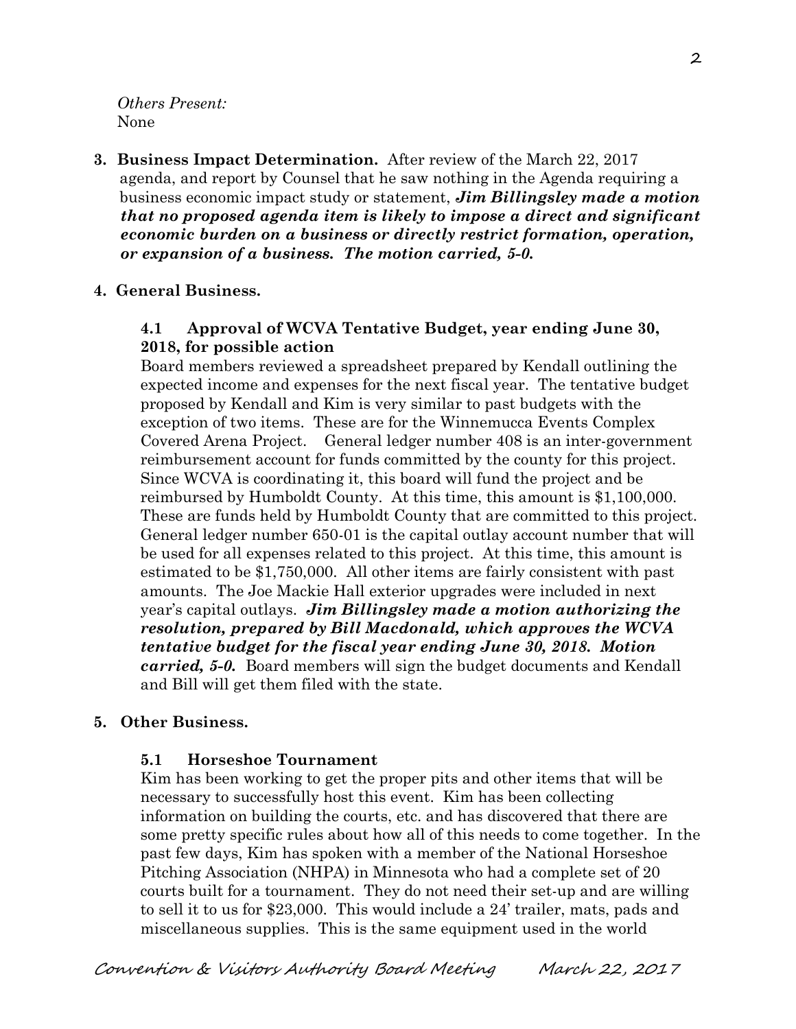*Others Present:*
None

**3. Business Impact Determination.** After review of the March 22, 2017 agenda, and report by Counsel that he saw nothing in the Agenda requiring a business economic impact study or statement, ***Jim Billingsley made a motion that no proposed agenda item is likely to impose a direct and significant economic burden on a business or directly restrict formation, operation, or expansion of a business. The motion carried, 5-0.***

**4. General Business.**

**4.1 Approval of WCVA Tentative Budget, year ending June 30, 2018, for possible action**

Board members reviewed a spreadsheet prepared by Kendall outlining the expected income and expenses for the next fiscal year. The tentative budget proposed by Kendall and Kim is very similar to past budgets with the exception of two items. These are for the Winnemucca Events Complex Covered Arena Project. General ledger number 408 is an inter-government reimbursement account for funds committed by the county for this project. Since WCVA is coordinating it, this board will fund the project and be reimbursed by Humboldt County. At this time, this amount is $1,100,000. These are funds held by Humboldt County that are committed to this project. General ledger number 650-01 is the capital outlay account number that will be used for all expenses related to this project. At this time, this amount is estimated to be $1,750,000. All other items are fairly consistent with past amounts. The Joe Mackie Hall exterior upgrades were included in next year's capital outlays. ***Jim Billingsley made a motion authorizing the resolution, prepared by Bill Macdonald, which approves the WCVA tentative budget for the fiscal year ending June 30, 2018. Motion carried, 5-0.*** Board members will sign the budget documents and Kendall and Bill will get them filed with the state.

**5. Other Business.**

**5.1 Horseshoe Tournament**

Kim has been working to get the proper pits and other items that will be necessary to successfully host this event. Kim has been collecting information on building the courts, etc. and has discovered that there are some pretty specific rules about how all of this needs to come together. In the past few days, Kim has spoken with a member of the National Horseshoe Pitching Association (NHPA) in Minnesota who had a complete set of 20 courts built for a tournament. They do not need their set-up and are willing to sell it to us for $23,000. This would include a 24' trailer, mats, pads and miscellaneous supplies. This is the same equipment used in the world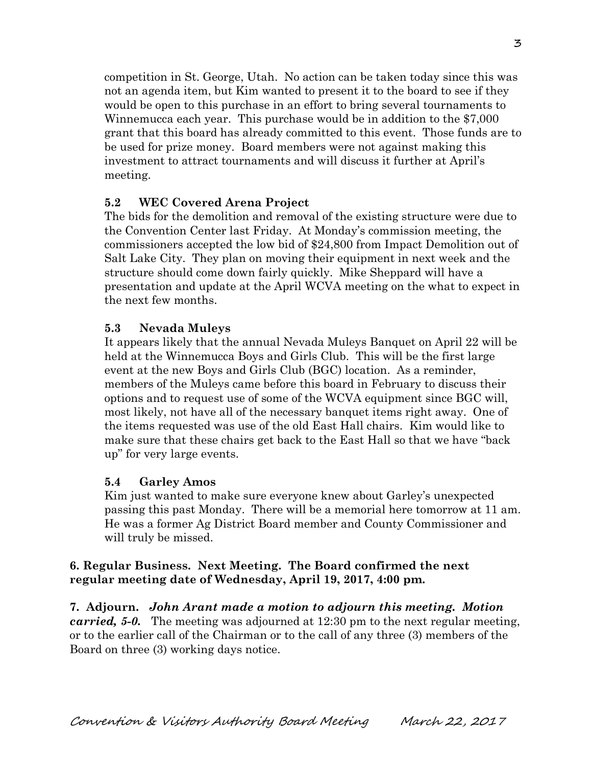competition in St. George, Utah. No action can be taken today since this was not an agenda item, but Kim wanted to present it to the board to see if they would be open to this purchase in an effort to bring several tournaments to Winnemucca each year. This purchase would be in addition to the $7,000 grant that this board has already committed to this event. Those funds are to be used for prize money. Board members were not against making this investment to attract tournaments and will discuss it further at April's meeting.

### 5.2 WEC Covered Arena Project

The bids for the demolition and removal of the existing structure were due to the Convention Center last Friday. At Monday's commission meeting, the commissioners accepted the low bid of $24,800 from Impact Demolition out of Salt Lake City. They plan on moving their equipment in next week and the structure should come down fairly quickly. Mike Sheppard will have a presentation and update at the April WCVA meeting on the what to expect in the next few months.

### 5.3 Nevada Muleys

It appears likely that the annual Nevada Muleys Banquet on April 22 will be held at the Winnemucca Boys and Girls Club. This will be the first large event at the new Boys and Girls Club (BGC) location. As a reminder, members of the Muleys came before this board in February to discuss their options and to request use of some of the WCVA equipment since BGC will, most likely, not have all of the necessary banquet items right away. One of the items requested was use of the old East Hall chairs. Kim would like to make sure that these chairs get back to the East Hall so that we have "back up" for very large events.

### 5.4 Garley Amos

Kim just wanted to make sure everyone knew about Garley's unexpected passing this past Monday. There will be a memorial here tomorrow at 11 am. He was a former Ag District Board member and County Commissioner and will truly be missed.

**6. Regular Business. Next Meeting. The Board confirmed the next regular meeting date of Wednesday, April 19, 2017, 4:00 pm.**

**7. Adjourn.** ***John Arant made a motion to adjourn this meeting. Motion carried, 5-0.*** The meeting was adjourned at 12:30 pm to the next regular meeting, or to the earlier call of the Chairman or to the call of any three (3) members of the Board on three (3) working days notice.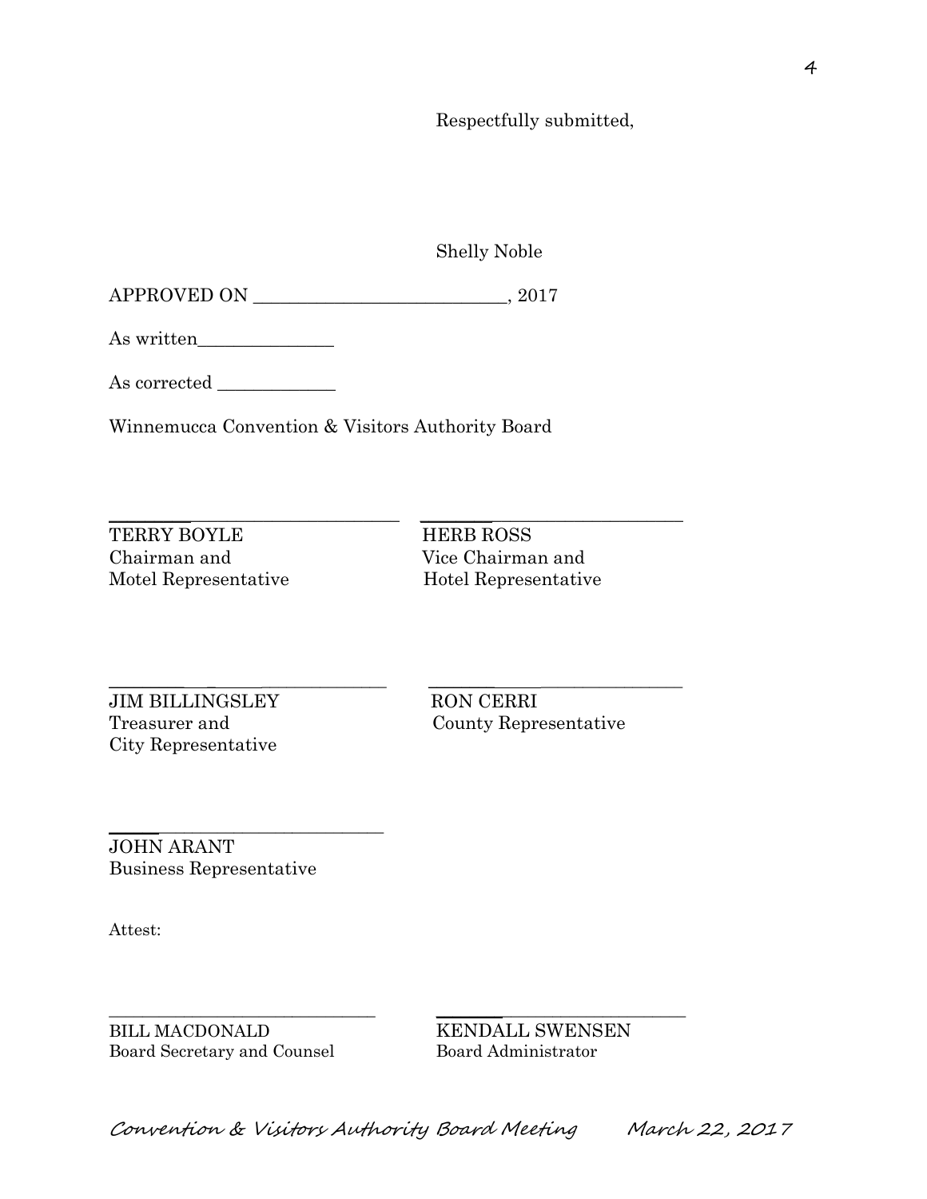Respectfully submitted,

Shelly Noble

APPROVED ON ___________________________, 2017

As written_______________

As corrected _____________

Winnemucca Convention & Visitors Authority Board

______________________________

TERRY BOYLE
Chairman and
Motel Representative

______________________________

HERB ROSS
Vice Chairman and
Hotel Representative

______________________________

JIM BILLINGSLEY
Treasurer and
City Representative

______________________________

RON CERRI
County Representative

______________________________

JOHN ARANT
Business Representative

Attest:

______________________________

BILL MACDONALD
Board Secretary and Counsel

______________________________

KENDALL SWENSEN
Board Administrator